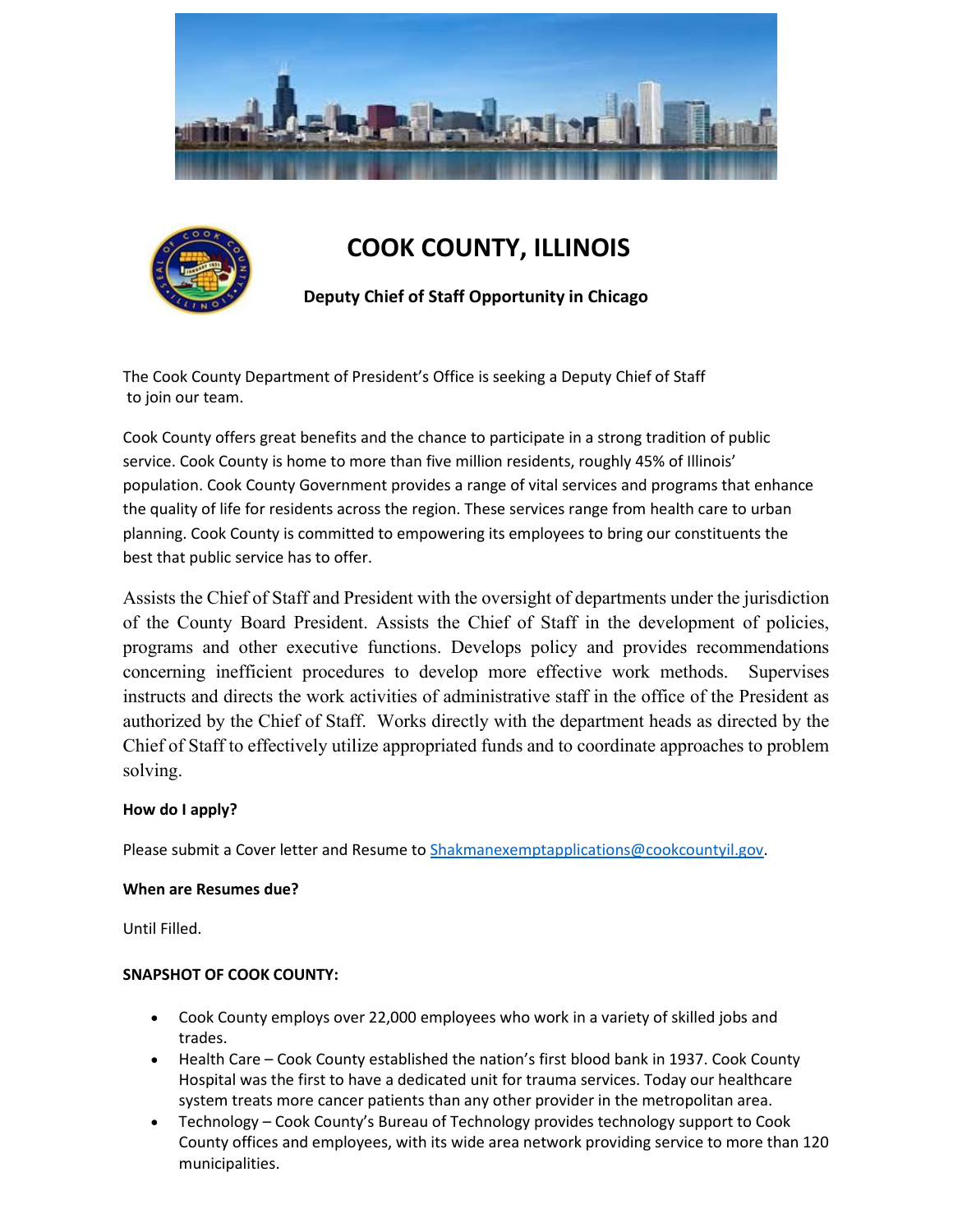# COOK COUNTY, ILLINOIS

**Deputy Chief of Staff Opportunity in Chicago**

The Cook County Department of President's Office is seeking a Deputy Chief of Staff to join our team.

Cook County offers great benefits and the chance to participate in a strong tradition of public service. Cook County is home to more than five million residents, roughly 45% of Illinois' population. Cook County Government provides a range of vital services and programs that enhance the quality of life for residents across the region. These services range from health care to urban planning. Cook County is committed to empowering its employees to bring our constituents the best that public service has to offer.

Assists the Chief of Staff and President with the oversight of departments under the jurisdiction of the County Board President. Assists the Chief of Staff in the development of policies, programs and other executive functions. Develops policy and provides recommendations concerning inefficient procedures to develop more effective work methods. Supervises instructs and directs the work activities of administrative staff in the office of the President as authorized by the Chief of Staff. Works directly with the department heads as directed by the Chief of Staff to effectively utilize appropriated funds and to coordinate approaches to problem solving.

**How do I apply?**

Please submit a Cover letter and Resume to Shakmanexemptapplications@cookcountyil.gov.

**When are Resumes due?**

Until Filled.

**SNAPSHOT OF COOK COUNTY:**

- Cook County employs over 22,000 employees who work in a variety of skilled jobs and trades.
- Health Care – Cook County established the nation's first blood bank in 1937. Cook County Hospital was the first to have a dedicated unit for trauma services. Today our healthcare system treats more cancer patients than any other provider in the metropolitan area.
- Technology – Cook County's Bureau of Technology provides technology support to Cook County offices and employees, with its wide area network providing service to more than 120 municipalities.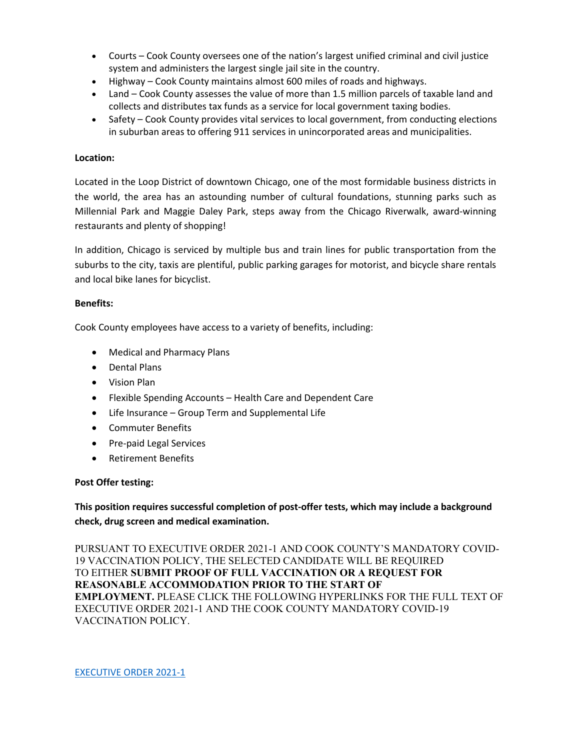- Courts – Cook County oversees one of the nation's largest unified criminal and civil justice system and administers the largest single jail site in the country.
- Highway – Cook County maintains almost 600 miles of roads and highways.
- Land – Cook County assesses the value of more than 1.5 million parcels of taxable land and collects and distributes tax funds as a service for local government taxing bodies.
- Safety – Cook County provides vital services to local government, from conducting elections in suburban areas to offering 911 services in unincorporated areas and municipalities.

**Location:**

Located in the Loop District of downtown Chicago, one of the most formidable business districts in the world, the area has an astounding number of cultural foundations, stunning parks such as Millennial Park and Maggie Daley Park, steps away from the Chicago Riverwalk, award-winning restaurants and plenty of shopping!

In addition, Chicago is serviced by multiple bus and train lines for public transportation from the suburbs to the city, taxis are plentiful, public parking garages for motorist, and bicycle share rentals and local bike lanes for bicyclist.

**Benefits:**

Cook County employees have access to a variety of benefits, including:

- Medical and Pharmacy Plans
- Dental Plans
- Vision Plan
- Flexible Spending Accounts – Health Care and Dependent Care
- Life Insurance – Group Term and Supplemental Life
- Commuter Benefits
- Pre-paid Legal Services
- Retirement Benefits

**Post Offer testing:**

**This position requires successful completion of post-offer tests, which may include a background check, drug screen and medical examination.**

PURSUANT TO EXECUTIVE ORDER 2021-1 AND COOK COUNTY'S MANDATORY COVID-19 VACCINATION POLICY, THE SELECTED CANDIDATE WILL BE REQUIRED TO EITHER **SUBMIT PROOF OF FULL VACCINATION OR A REQUEST FOR REASONABLE ACCOMMODATION PRIOR TO THE START OF EMPLOYMENT.** PLEASE CLICK THE FOLLOWING HYPERLINKS FOR THE FULL TEXT OF EXECUTIVE ORDER 2021-1 AND THE COOK COUNTY MANDATORY COVID-19 VACCINATION POLICY.

EXECUTIVE ORDER 2021-1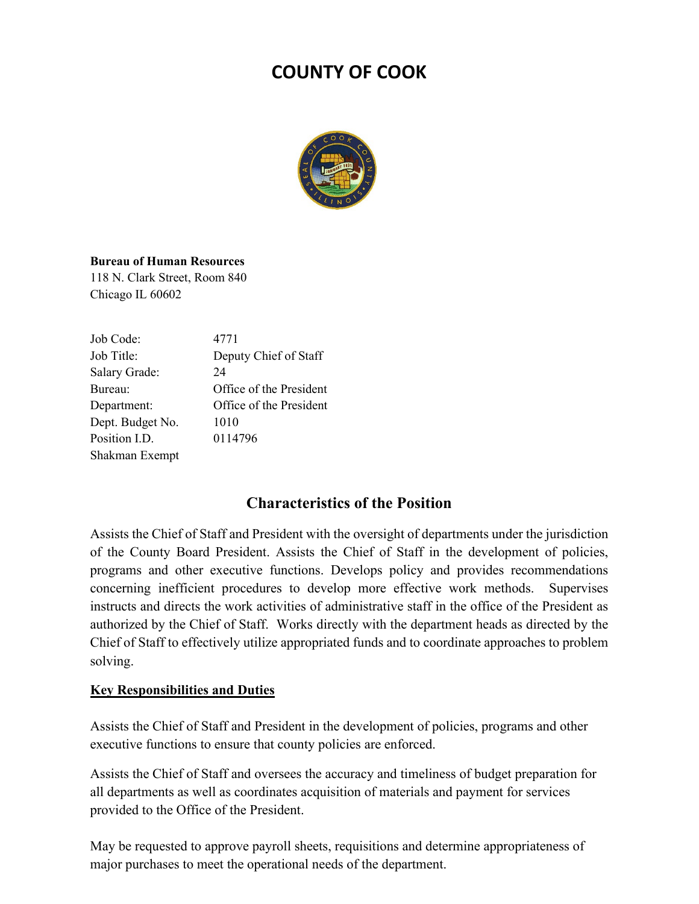# COUNTY OF COOK

**Bureau of Human Resources**
118 N. Clark Street, Room 840
Chicago IL 60602

| | |
|---|---|
| Job Code: | 4771 |
| Job Title: | Deputy Chief of Staff |
| Salary Grade: | 24 |
| Bureau: | Office of the President |
| Department: | Office of the President |
| Dept. Budget No. | 1010 |
| Position I.D. | 0114796 |
| Shakman Exempt | |

## Characteristics of the Position

Assists the Chief of Staff and President with the oversight of departments under the jurisdiction of the County Board President. Assists the Chief of Staff in the development of policies, programs and other executive functions. Develops policy and provides recommendations concerning inefficient procedures to develop more effective work methods. Supervises instructs and directs the work activities of administrative staff in the office of the President as authorized by the Chief of Staff. Works directly with the department heads as directed by the Chief of Staff to effectively utilize appropriated funds and to coordinate approaches to problem solving.

**Key Responsibilities and Duties**

Assists the Chief of Staff and President in the development of policies, programs and other executive functions to ensure that county policies are enforced.

Assists the Chief of Staff and oversees the accuracy and timeliness of budget preparation for all departments as well as coordinates acquisition of materials and payment for services provided to the Office of the President.

May be requested to approve payroll sheets, requisitions and determine appropriateness of major purchases to meet the operational needs of the department.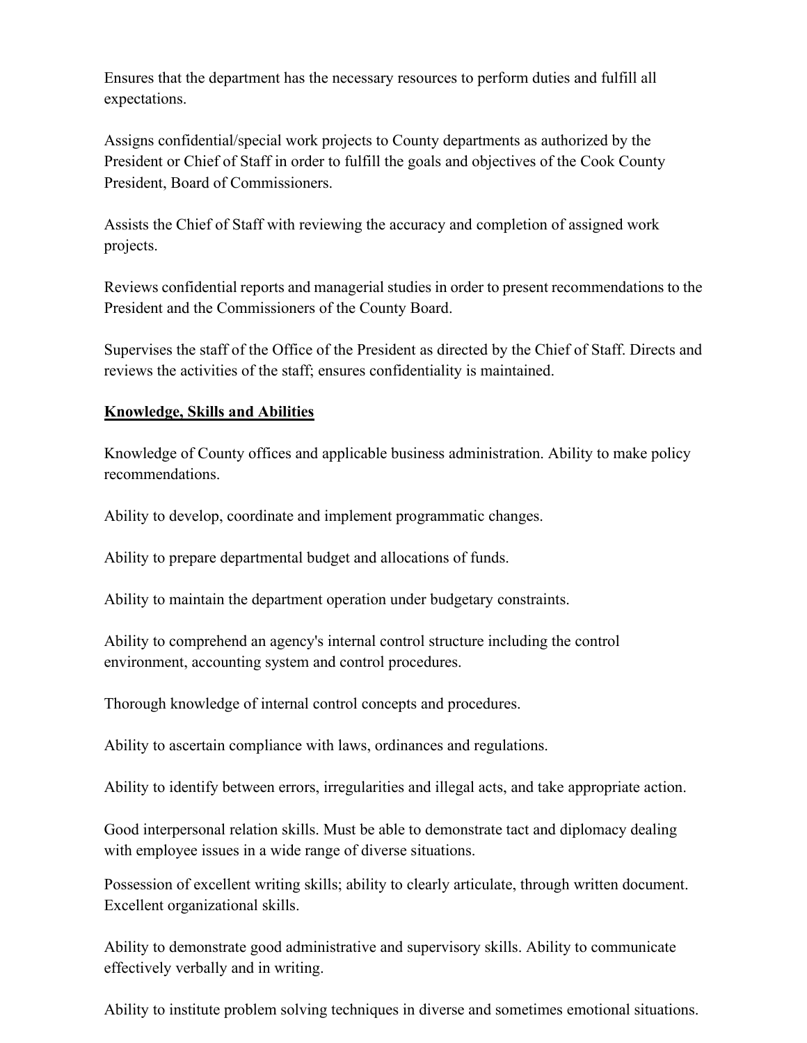Ensures that the department has the necessary resources to perform duties and fulfill all expectations.

Assigns confidential/special work projects to County departments as authorized by the President or Chief of Staff in order to fulfill the goals and objectives of the Cook County President, Board of Commissioners.

Assists the Chief of Staff with reviewing the accuracy and completion of assigned work projects.

Reviews confidential reports and managerial studies in order to present recommendations to the President and the Commissioners of the County Board.

Supervises the staff of the Office of the President as directed by the Chief of Staff. Directs and reviews the activities of the staff; ensures confidentiality is maintained.

## Knowledge, Skills and Abilities

Knowledge of County offices and applicable business administration. Ability to make policy recommendations.

Ability to develop, coordinate and implement programmatic changes.

Ability to prepare departmental budget and allocations of funds.

Ability to maintain the department operation under budgetary constraints.

Ability to comprehend an agency's internal control structure including the control environment, accounting system and control procedures.

Thorough knowledge of internal control concepts and procedures.

Ability to ascertain compliance with laws, ordinances and regulations.

Ability to identify between errors, irregularities and illegal acts, and take appropriate action.

Good interpersonal relation skills. Must be able to demonstrate tact and diplomacy dealing with employee issues in a wide range of diverse situations.

Possession of excellent writing skills; ability to clearly articulate, through written document. Excellent organizational skills.

Ability to demonstrate good administrative and supervisory skills. Ability to communicate effectively verbally and in writing.

Ability to institute problem solving techniques in diverse and sometimes emotional situations.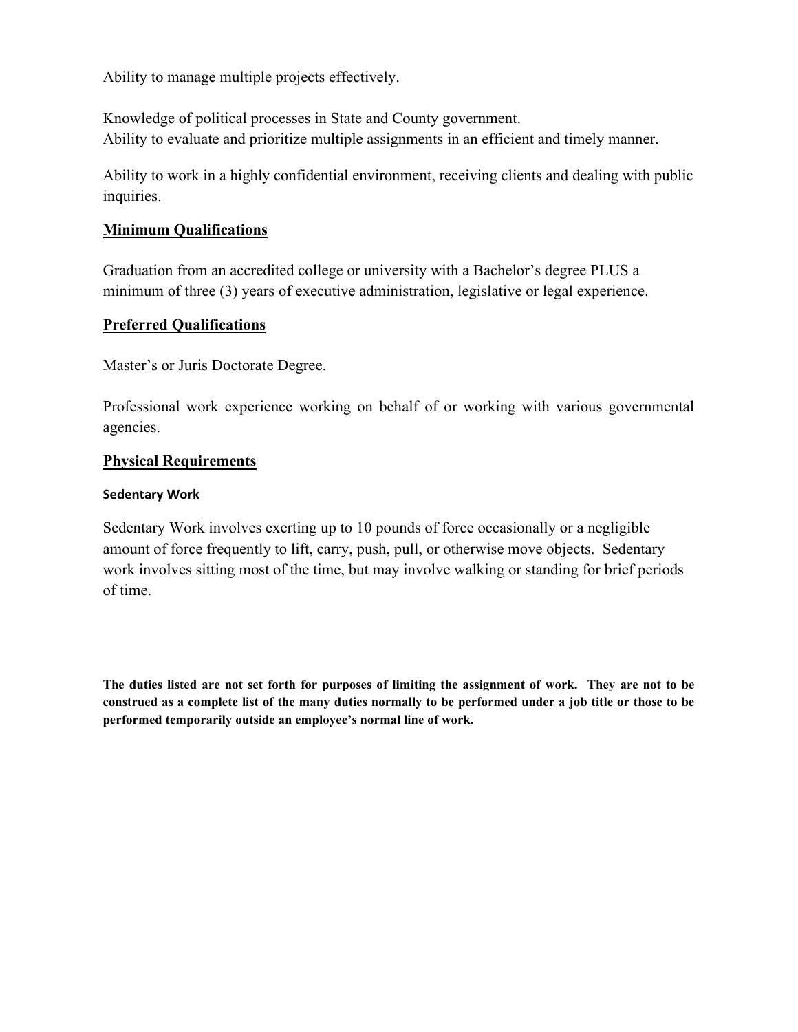Ability to manage multiple projects effectively.

Knowledge of political processes in State and County government.
Ability to evaluate and prioritize multiple assignments in an efficient and timely manner.

Ability to work in a highly confidential environment, receiving clients and dealing with public inquiries.

## Minimum Qualifications

Graduation from an accredited college or university with a Bachelor's degree PLUS a minimum of three (3) years of executive administration, legislative or legal experience.

## Preferred Qualifications

Master's or Juris Doctorate Degree.

Professional work experience working on behalf of or working with various governmental agencies.

## Physical Requirements

### Sedentary Work

Sedentary Work involves exerting up to 10 pounds of force occasionally or a negligible amount of force frequently to lift, carry, push, pull, or otherwise move objects. Sedentary work involves sitting most of the time, but may involve walking or standing for brief periods of time.

**The duties listed are not set forth for purposes of limiting the assignment of work. They are not to be construed as a complete list of the many duties normally to be performed under a job title or those to be performed temporarily outside an employee's normal line of work.**